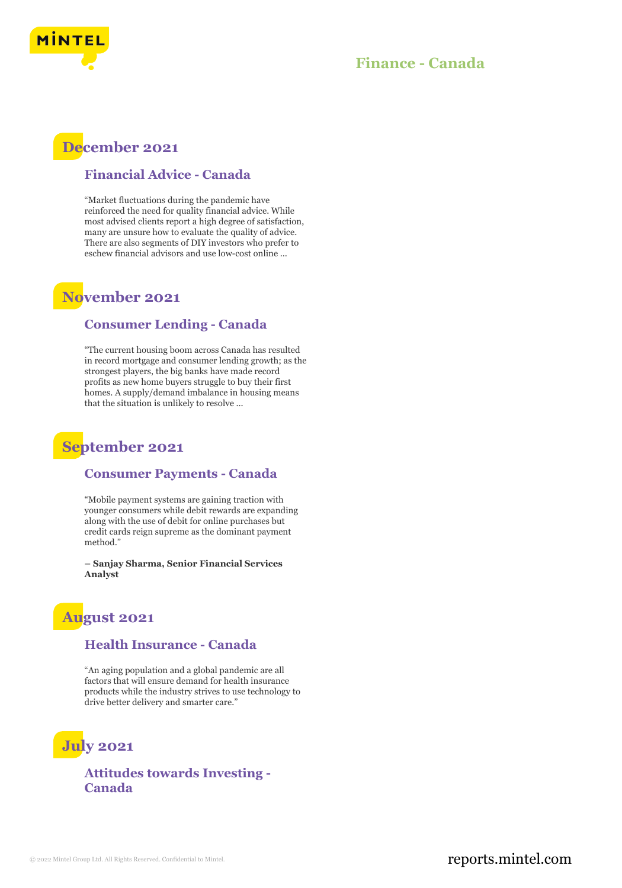# Finance - Canada

## December 2021

### Financial Advice - Canada

"Market fluctuations during the pandemic have reinforced the need for quality financial advice. While most advised clients report a high degree of satisfaction, many are unsure how to evaluate the quality of advice. There are also segments of DIY investors who prefer to eschew financial advisors and use low-cost online ...

## November 2021

### Consumer Lending - Canada

"The current housing boom across Canada has resulted in record mortgage and consumer lending growth; as the strongest players, the big banks have made record profits as new home buyers struggle to buy their first homes. A supply/demand imbalance in housing means that the situation is unlikely to resolve ...

## September 2021

### Consumer Payments - Canada

"Mobile payment systems are gaining traction with younger consumers while debit rewards are expanding along with the use of debit for online purchases but credit cards reign supreme as the dominant payment method."

**– Sanjay Sharma, Senior Financial Services Analyst**

## August 2021

### Health Insurance - Canada

"An aging population and a global pandemic are all factors that will ensure demand for health insurance products while the industry strives to use technology to drive better delivery and smarter care."

## July 2021

### Attitudes towards Investing - Canada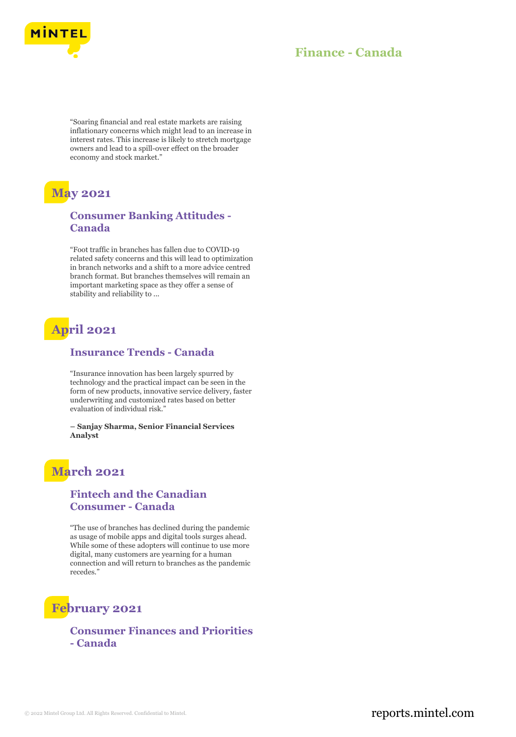“Soaring financial and real estate markets are raising inflationary concerns which might lead to an increase in interest rates. This increase is likely to stretch mortgage owners and lead to a spill-over effect on the broader economy and stock market.”

## May 2021

### Consumer Banking Attitudes - Canada

“Foot traffic in branches has fallen due to COVID-19 related safety concerns and this will lead to optimization in branch networks and a shift to a more advice centred branch format. But branches themselves will remain an important marketing space as they offer a sense of stability and reliability to ...

## April 2021

### Insurance Trends - Canada

“Insurance innovation has been largely spurred by technology and the practical impact can be seen in the form of new products, innovative service delivery, faster underwriting and customized rates based on better evaluation of individual risk.”

**– Sanjay Sharma, Senior Financial Services Analyst**

## March 2021

### Fintech and the Canadian Consumer - Canada

“The use of branches has declined during the pandemic as usage of mobile apps and digital tools surges ahead. While some of these adopters will continue to use more digital, many customers are yearning for a human connection and will return to branches as the pandemic recedes.”

## February 2021

### Consumer Finances and Priorities - Canada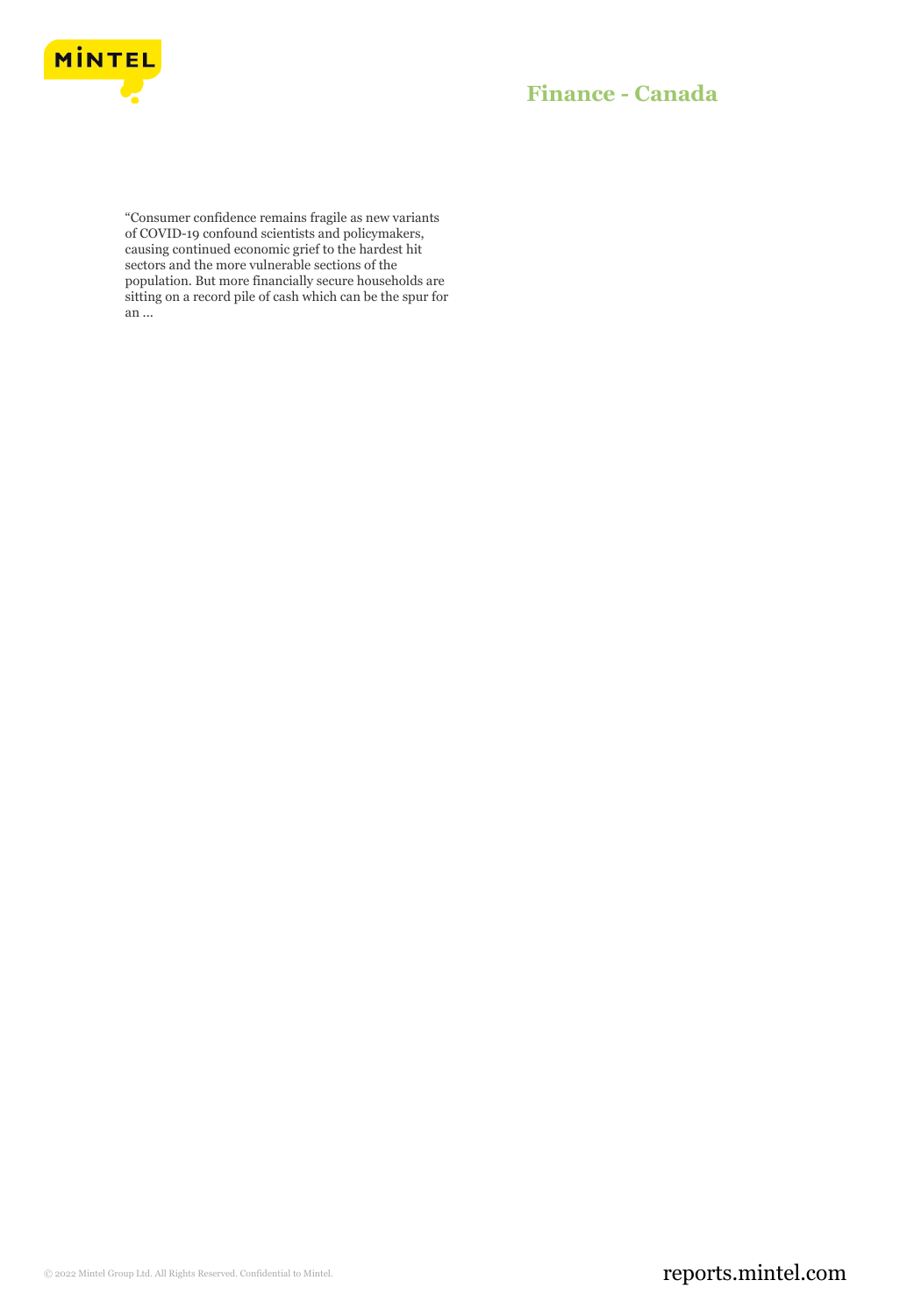"Consumer confidence remains fragile as new variants of COVID-19 confound scientists and policymakers, causing continued economic grief to the hardest hit sectors and the more vulnerable sections of the population. But more financially secure households are sitting on a record pile of cash which can be the spur for an ...